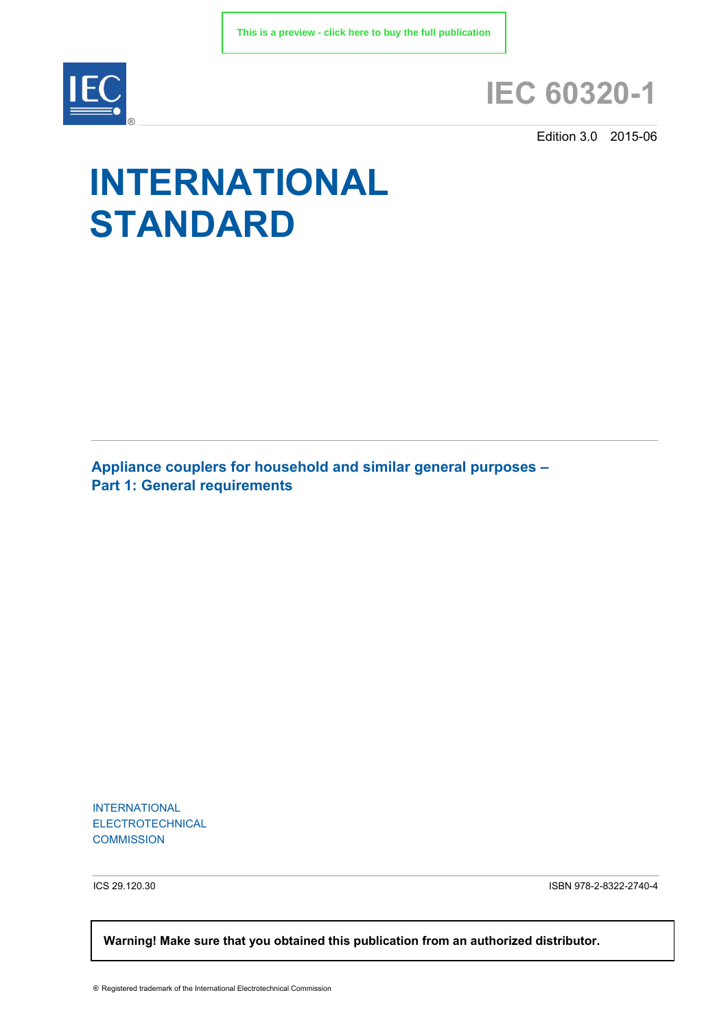This is a preview - click here to buy the full publication

# IEC 60320-1

Edition 3.0 2015-06

# INTERNATIONAL STANDARD

## Appliance couplers for household and similar general purposes –
## Part 1: General requirements

INTERNATIONAL
ELECTROTECHNICAL
COMMISSION

ICS 29.120.30

ISBN 978-2-8322-2740-4

**Warning! Make sure that you obtained this publication from an authorized distributor.**

® Registered trademark of the International Electrotechnical Commission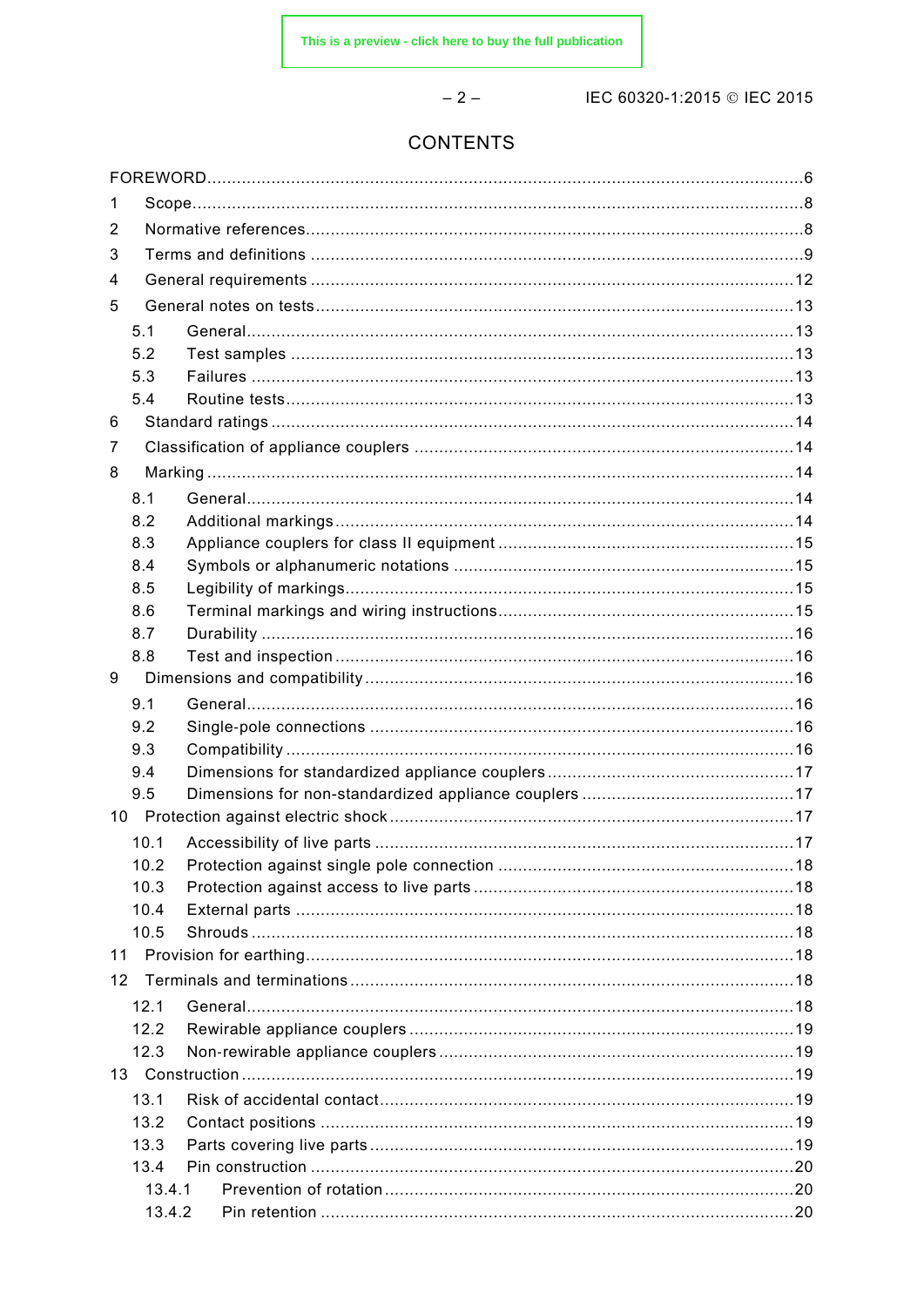# CONTENTS

FOREWORD ........................................................................................................................ 6

1 Scope ........................................................................................................................... 8

2 Normative references ...................................................................................................... 8

3 Terms and definitions ..................................................................................................... 9

4 General requirements ..................................................................................................... 12

5 General notes on tests .................................................................................................... 13

  5.1 General ................................................................................................................. 13

  5.2 Test samples ......................................................................................................... 13

  5.3 Failures ................................................................................................................. 13

  5.4 Routine tests .......................................................................................................... 13

6 Standard ratings ............................................................................................................ 14

7 Classification of appliance couplers ................................................................................ 14

8 Marking ........................................................................................................................ 14

  8.1 General ................................................................................................................. 14

  8.2 Additional markings ................................................................................................ 14

  8.3 Appliance couplers for class II equipment ................................................................. 15

  8.4 Symbols or alphanumeric notations .......................................................................... 15

  8.5 Legibility of markings .............................................................................................. 15

  8.6 Terminal markings and wiring instructions ................................................................ 15

  8.7 Durability ............................................................................................................... 16

  8.8 Test and inspection ................................................................................................ 16

9 Dimensions and compatibility .......................................................................................... 16

  9.1 General ................................................................................................................. 16

  9.2 Single-pole connections .......................................................................................... 16

  9.3 Compatibility .......................................................................................................... 16

  9.4 Dimensions for standardized appliance couplers ....................................................... 17

  9.5 Dimensions for non-standardized appliance couplers ................................................ 17

10 Protection against electric shock .................................................................................... 17

  10.1 Accessibility of live parts ....................................................................................... 17

  10.2 Protection against single pole connection ................................................................ 18

  10.3 Protection against access to live parts .................................................................... 18

  10.4 External parts ....................................................................................................... 18

  10.5 Shrouds ................................................................................................................ 18

11 Provision for earthing ..................................................................................................... 18

12 Terminals and terminations ............................................................................................ 18

  12.1 General ................................................................................................................ 18

  12.2 Rewirable appliance couplers ................................................................................. 19

  12.3 Non-rewirable appliance couplers ........................................................................... 19

13 Construction .................................................................................................................. 19

  13.1 Risk of accidental contact ....................................................................................... 19

  13.2 Contact positions .................................................................................................. 19

  13.3 Parts covering live parts ......................................................................................... 19

  13.4 Pin construction .................................................................................................... 20

    13.4.1 Prevention of rotation ....................................................................................... 20

    13.4.2 Pin retention .................................................................................................... 20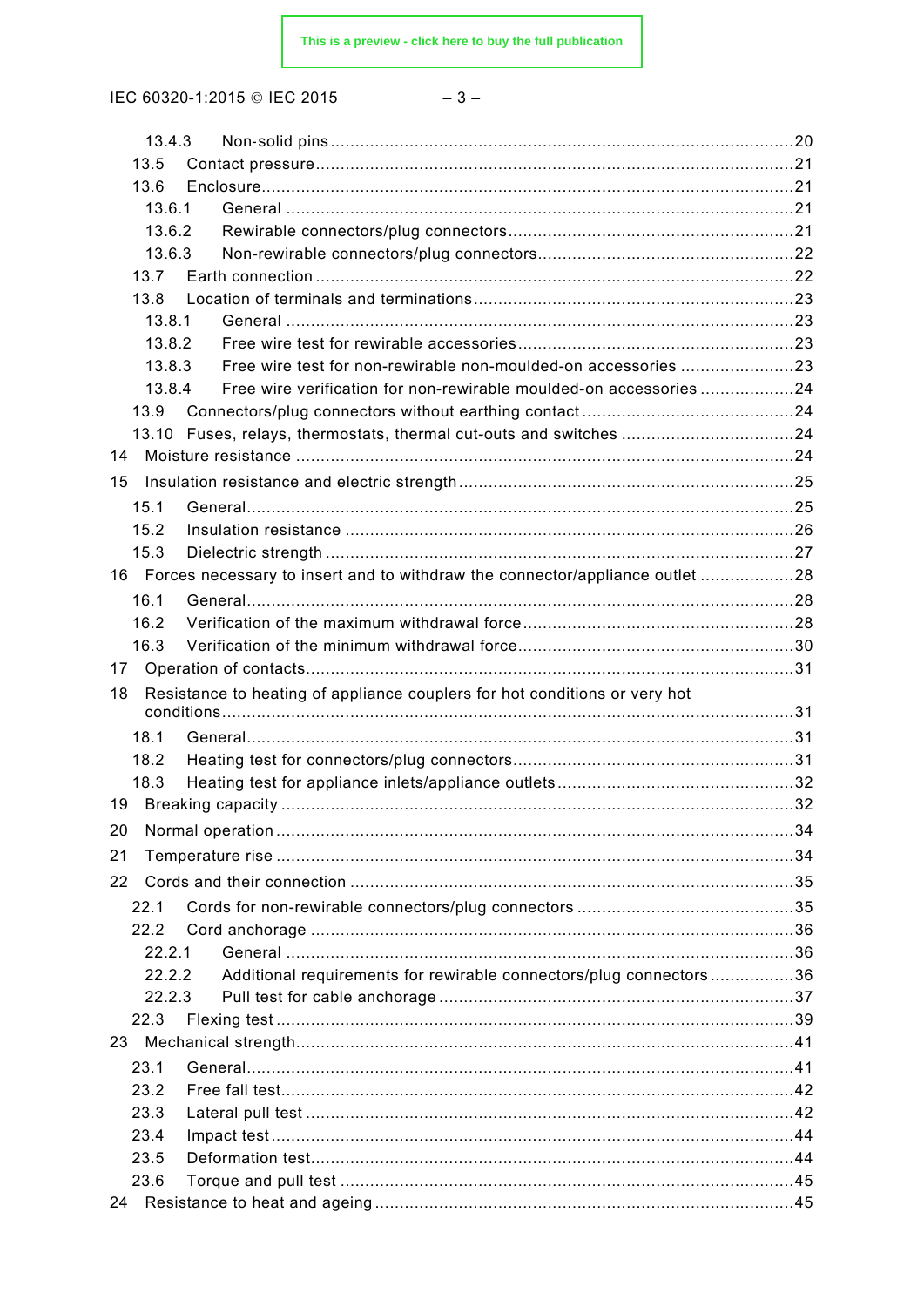13.4.3 Non-solid pins ....................................................................................................20
13.5 Contact pressure ....................................................................................................21
13.6 Enclosure ....................................................................................................21
13.6.1 General ....................................................................................................21
13.6.2 Rewirable connectors/plug connectors ....................................................................................................21
13.6.3 Non-rewirable connectors/plug connectors ....................................................................................................22
13.7 Earth connection ....................................................................................................22
13.8 Location of terminals and terminations ....................................................................................................23
13.8.1 General ....................................................................................................23
13.8.2 Free wire test for rewirable accessories ....................................................................................................23
13.8.3 Free wire test for non-rewirable non-moulded-on accessories ....................................................................................................23
13.8.4 Free wire verification for non-rewirable moulded-on accessories ....................................................................................................24
13.9 Connectors/plug connectors without earthing contact ....................................................................................................24
13.10 Fuses, relays, thermostats, thermal cut-outs and switches ....................................................................................................24
14 Moisture resistance ....................................................................................................24
15 Insulation resistance and electric strength ....................................................................................................25
15.1 General ....................................................................................................25
15.2 Insulation resistance ....................................................................................................26
15.3 Dielectric strength ....................................................................................................27
16 Forces necessary to insert and to withdraw the connector/appliance outlet ....................................................................................................28
16.1 General ....................................................................................................28
16.2 Verification of the maximum withdrawal force ....................................................................................................28
16.3 Verification of the minimum withdrawal force ....................................................................................................30
17 Operation of contacts ....................................................................................................31
18 Resistance to heating of appliance couplers for hot conditions or very hot conditions ....................................................................................................31
18.1 General ....................................................................................................31
18.2 Heating test for connectors/plug connectors ....................................................................................................31
18.3 Heating test for appliance inlets/appliance outlets ....................................................................................................32
19 Breaking capacity ....................................................................................................32
20 Normal operation ....................................................................................................34
21 Temperature rise ....................................................................................................34
22 Cords and their connection ....................................................................................................35
22.1 Cords for non-rewirable connectors/plug connectors ....................................................................................................35
22.2 Cord anchorage ....................................................................................................36
22.2.1 General ....................................................................................................36
22.2.2 Additional requirements for rewirable connectors/plug connectors ....................................................................................................36
22.2.3 Pull test for cable anchorage ....................................................................................................37
22.3 Flexing test ....................................................................................................39
23 Mechanical strength ....................................................................................................41
23.1 General ....................................................................................................41
23.2 Free fall test ....................................................................................................42
23.3 Lateral pull test ....................................................................................................42
23.4 Impact test ....................................................................................................44
23.5 Deformation test ....................................................................................................44
23.6 Torque and pull test ....................................................................................................45
24 Resistance to heat and ageing ....................................................................................................45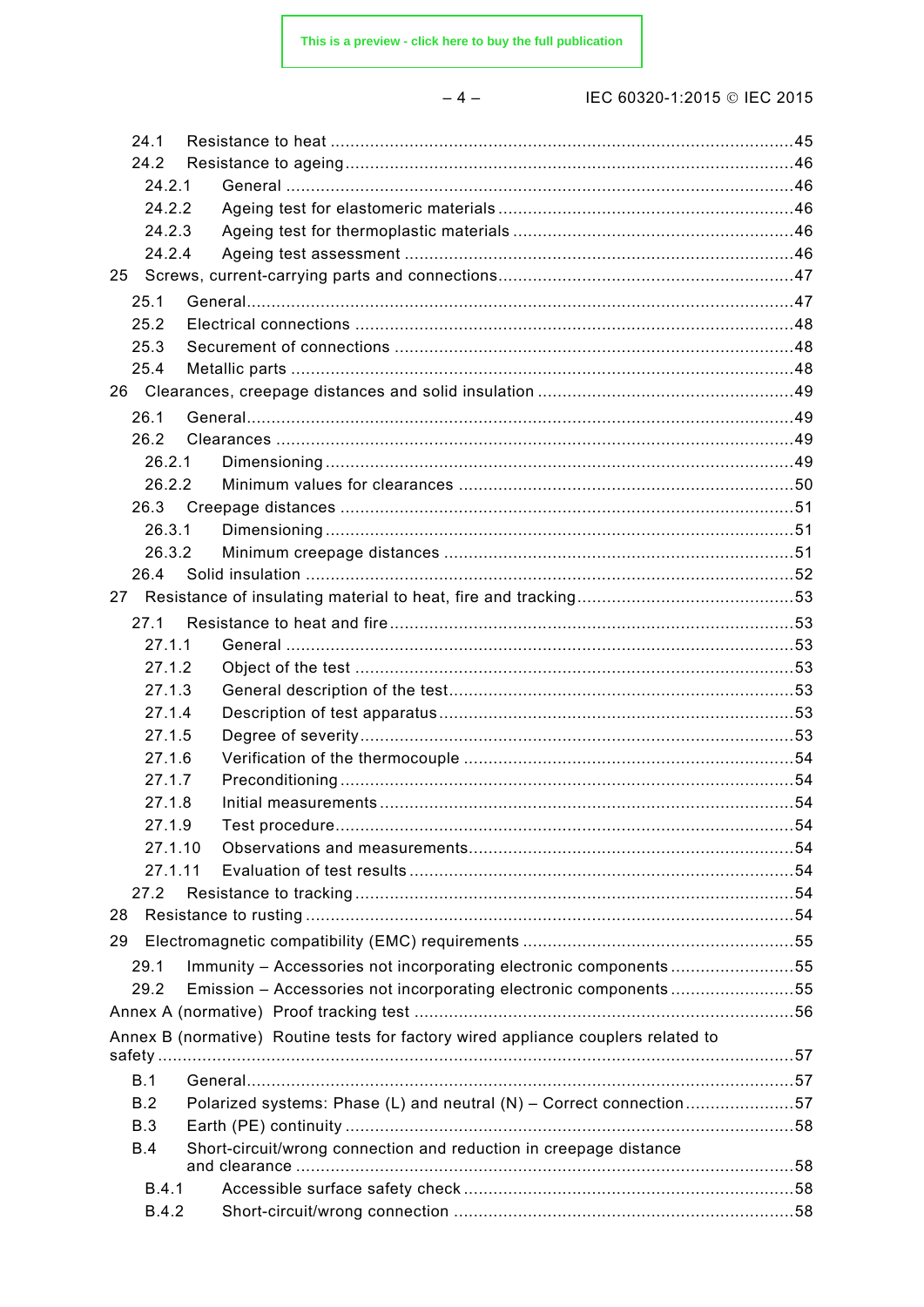24.1 Resistance to heat ..........................................................................................45
24.2 Resistance to ageing ......................................................................................46
24.2.1 General ...................................................................................................46
24.2.2 Ageing test for elastomeric materials ...................................................46
24.2.3 Ageing test for thermoplastic materials ................................................46
24.2.4 Ageing test assessment ..........................................................................46
25 Screws, current-carrying parts and connections ....................................................47
25.1 General ...........................................................................................................47
25.2 Electrical connections .....................................................................................48
25.3 Securement of connections .............................................................................48
25.4 Metallic parts ..................................................................................................48
26 Clearances, creepage distances and solid insulation ..............................................49
26.1 General ...........................................................................................................49
26.2 Clearances ......................................................................................................49
26.2.1 Dimensioning ..........................................................................................49
26.2.2 Minimum values for clearances ..............................................................50
26.3 Creepage distances .........................................................................................51
26.3.1 Dimensioning ..........................................................................................51
26.3.2 Minimum creepage distances ..................................................................51
26.4 Solid insulation ...............................................................................................52
27 Resistance of insulating material to heat, fire and tracking .....................................53
27.1 Resistance to heat and fire ..............................................................................53
27.1.1 General ...................................................................................................53
27.1.2 Object of the test ....................................................................................53
27.1.3 General description of the test ...............................................................53
27.1.4 Description of test apparatus ..................................................................53
27.1.5 Degree of severity ...................................................................................53
27.1.6 Verification of the thermocouple .............................................................54
27.1.7 Preconditioning .......................................................................................54
27.1.8 Initial measurements ...............................................................................54
27.1.9 Test procedure ........................................................................................54
27.1.10 Observations and measurements ...........................................................54
27.1.11 Evaluation of test results .......................................................................54
27.2 Resistance to tracking .....................................................................................54
28 Resistance to rusting ...............................................................................................54
29 Electromagnetic compatibility (EMC) requirements .................................................55
29.1 Immunity – Accessories not incorporating electronic components ..................55
29.2 Emission – Accessories not incorporating electronic components ...................55
Annex A (normative) Proof tracking test .....................................................................56
Annex B (normative) Routine tests for factory wired appliance couplers related to safety ...........................................................................................................................57
B.1 General ..............................................................................................................57
B.2 Polarized systems: Phase (L) and neutral (N) – Correct connection ....................57
B.3 Earth (PE) continuity ..........................................................................................58
B.4 Short-circuit/wrong connection and reduction in creepage distance and clearance ...........................................................................................................58
B.4.1 Accessible surface safety check ....................................................................58
B.4.2 Short-circuit/wrong connection .....................................................................58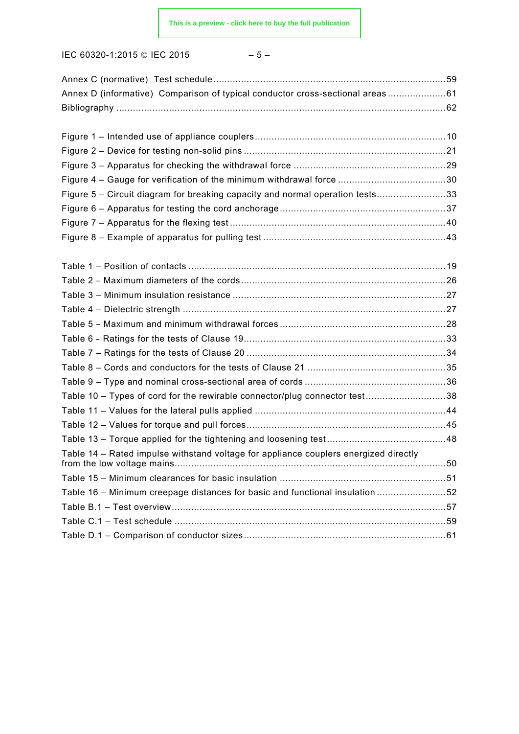Annex C (normative)  Test schedule .................................................................................... 59
Annex D (informative)  Comparison of typical conductor cross-sectional areas ..................... 61
Bibliography ........................................................................................................................ 62

Figure 1 – Intended use of appliance couplers ..................................................................... 10
Figure 2 – Device for testing non-solid pins ......................................................................... 21
Figure 3 – Apparatus for checking the withdrawal force ....................................................... 29
Figure 4 – Gauge for verification of the minimum withdrawal force ....................................... 30
Figure 5 – Circuit diagram for breaking capacity and normal operation tests ......................... 33
Figure 6 – Apparatus for testing the cord anchorage ............................................................ 37
Figure 7 – Apparatus for the flexing test .............................................................................. 40
Figure 8 – Example of apparatus for pulling test .................................................................. 43

Table 1 – Position of contacts ............................................................................................. 19
Table 2 – Maximum diameters of the cords .......................................................................... 26
Table 3 – Minimum insulation resistance ............................................................................. 27
Table 4 – Dielectric strength ............................................................................................... 27
Table 5 – Maximum and minimum withdrawal forces ............................................................ 28
Table 6 – Ratings for the tests of Clause 19 ......................................................................... 33
Table 7 – Ratings for the tests of Clause 20 ........................................................................ 34
Table 8 – Cords and conductors for the tests of Clause 21 .................................................. 35
Table 9 – Type and nominal cross-sectional area of cords ................................................... 36
Table 10 – Types of cord for the rewirable connector/plug connector test ............................. 38
Table 11 – Values for the lateral pulls applied ..................................................................... 44
Table 12 – Values for torque and pull forces ........................................................................ 45
Table 13 – Torque applied for the tightening and loosening test ........................................... 48
Table 14 – Rated impulse withstand voltage for appliance couplers energized directly from the low voltage mains .................................................................................................. 50
Table 15 – Minimum clearances for basic insulation ............................................................ 51
Table 16 – Minimum creepage distances for basic and functional insulation ......................... 52
Table B.1 – Test overview ................................................................................................... 57
Table C.1 – Test schedule .................................................................................................. 59
Table D.1 – Comparison of conductor sizes ......................................................................... 61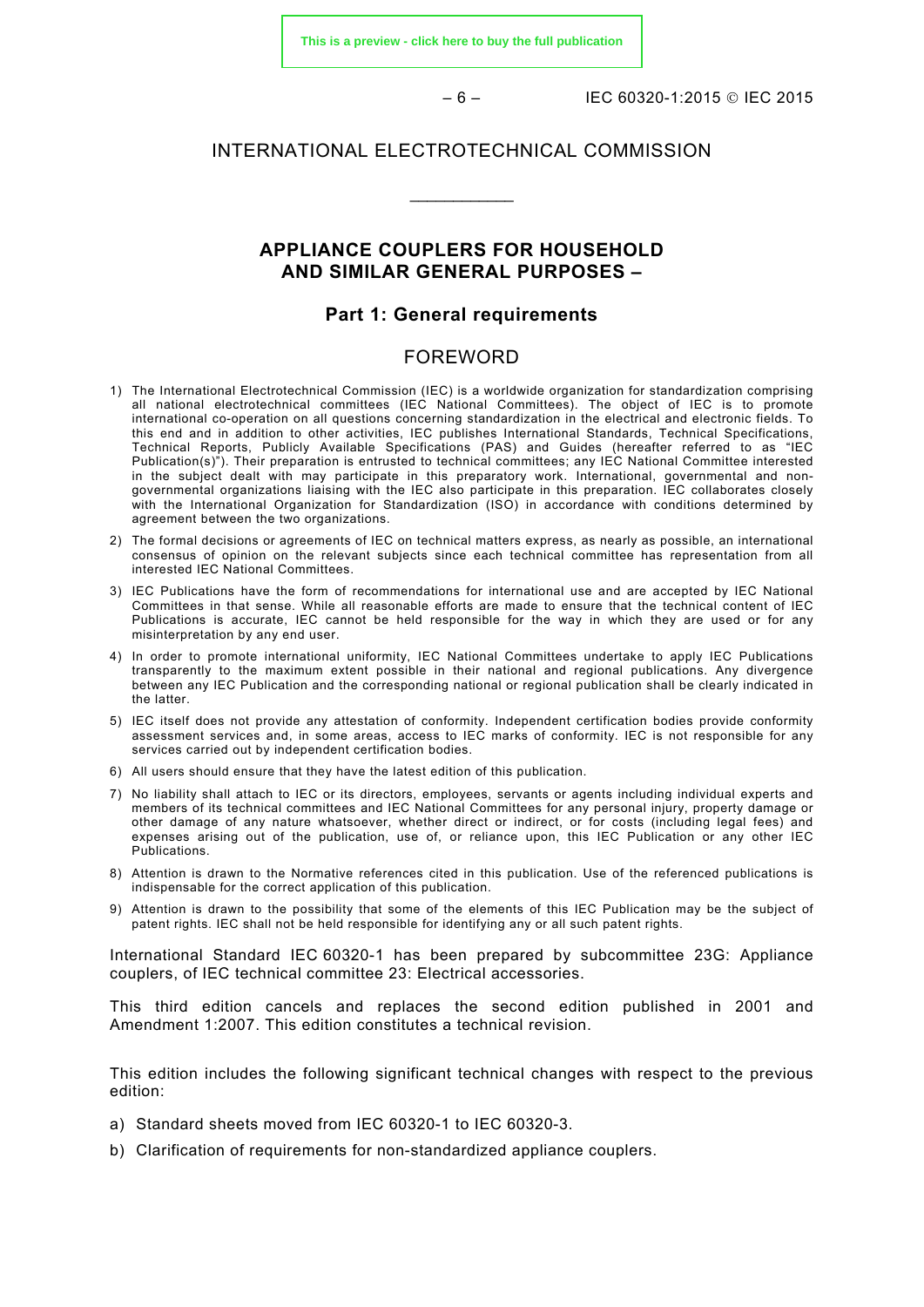# INTERNATIONAL ELECTROTECHNICAL COMMISSION

\_\_\_\_\_\_\_\_\_\_\_\_

## APPLIANCE COUPLERS FOR HOUSEHOLD AND SIMILAR GENERAL PURPOSES –

### Part 1: General requirements

## FOREWORD

1) The International Electrotechnical Commission (IEC) is a worldwide organization for standardization comprising all national electrotechnical committees (IEC National Committees). The object of IEC is to promote international co-operation on all questions concerning standardization in the electrical and electronic fields. To this end and in addition to other activities, IEC publishes International Standards, Technical Specifications, Technical Reports, Publicly Available Specifications (PAS) and Guides (hereafter referred to as "IEC Publication(s)"). Their preparation is entrusted to technical committees; any IEC National Committee interested in the subject dealt with may participate in this preparatory work. International, governmental and non-governmental organizations liaising with the IEC also participate in this preparation. IEC collaborates closely with the International Organization for Standardization (ISO) in accordance with conditions determined by agreement between the two organizations.
2) The formal decisions or agreements of IEC on technical matters express, as nearly as possible, an international consensus of opinion on the relevant subjects since each technical committee has representation from all interested IEC National Committees.
3) IEC Publications have the form of recommendations for international use and are accepted by IEC National Committees in that sense. While all reasonable efforts are made to ensure that the technical content of IEC Publications is accurate, IEC cannot be held responsible for the way in which they are used or for any misinterpretation by any end user.
4) In order to promote international uniformity, IEC National Committees undertake to apply IEC Publications transparently to the maximum extent possible in their national and regional publications. Any divergence between any IEC Publication and the corresponding national or regional publication shall be clearly indicated in the latter.
5) IEC itself does not provide any attestation of conformity. Independent certification bodies provide conformity assessment services and, in some areas, access to IEC marks of conformity. IEC is not responsible for any services carried out by independent certification bodies.
6) All users should ensure that they have the latest edition of this publication.
7) No liability shall attach to IEC or its directors, employees, servants or agents including individual experts and members of its technical committees and IEC National Committees for any personal injury, property damage or other damage of any nature whatsoever, whether direct or indirect, or for costs (including legal fees) and expenses arising out of the publication, use of, or reliance upon, this IEC Publication or any other IEC Publications.
8) Attention is drawn to the Normative references cited in this publication. Use of the referenced publications is indispensable for the correct application of this publication.
9) Attention is drawn to the possibility that some of the elements of this IEC Publication may be the subject of patent rights. IEC shall not be held responsible for identifying any or all such patent rights.

International Standard IEC 60320-1 has been prepared by subcommittee 23G: Appliance couplers, of IEC technical committee 23: Electrical accessories.

This third edition cancels and replaces the second edition published in 2001 and Amendment 1:2007. This edition constitutes a technical revision.

This edition includes the following significant technical changes with respect to the previous edition:

a) Standard sheets moved from IEC 60320-1 to IEC 60320-3.
b) Clarification of requirements for non-standardized appliance couplers.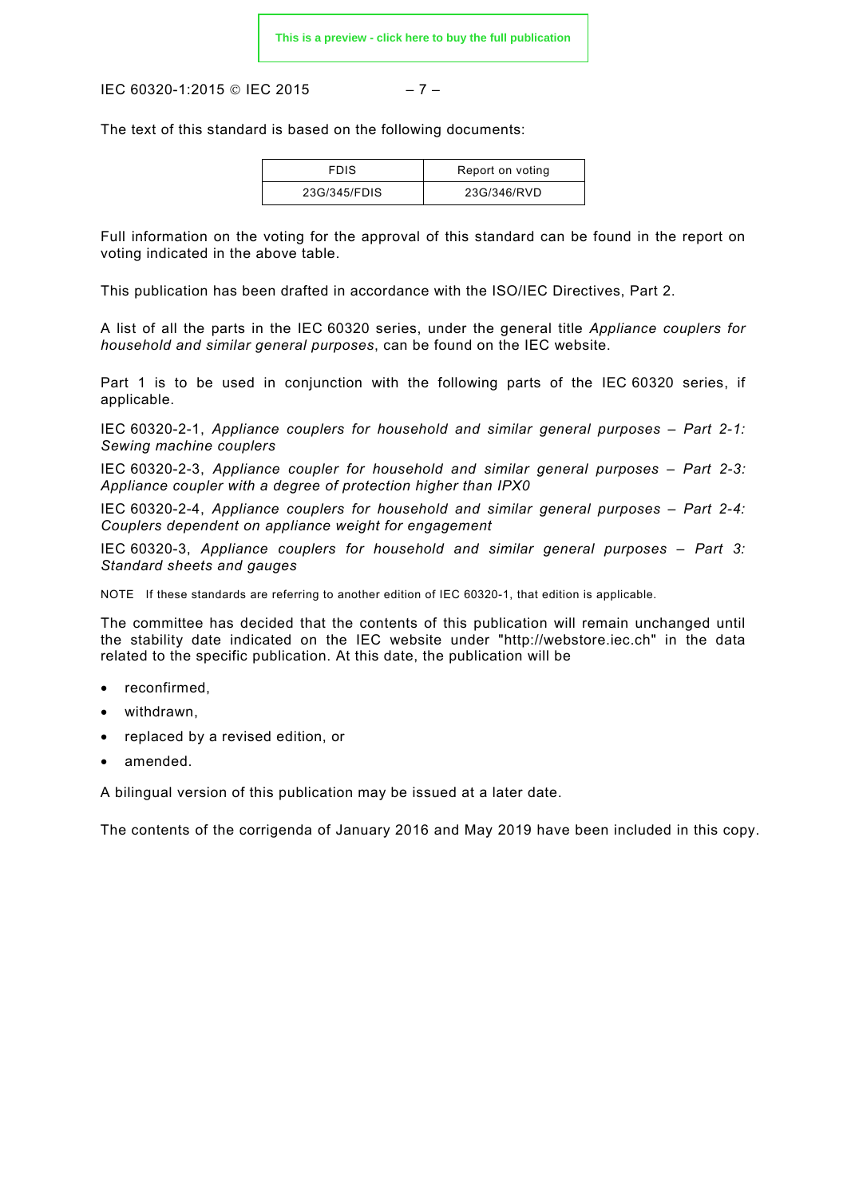The text of this standard is based on the following documents:

| FDIS | Report on voting |
| --- | --- |
| 23G/345/FDIS | 23G/346/RVD |

Full information on the voting for the approval of this standard can be found in the report on voting indicated in the above table.

This publication has been drafted in accordance with the ISO/IEC Directives, Part 2.

A list of all the parts in the IEC 60320 series, under the general title *Appliance couplers for household and similar general purposes*, can be found on the IEC website.

Part 1 is to be used in conjunction with the following parts of the IEC 60320 series, if applicable.

IEC 60320-2-1, *Appliance couplers for household and similar general purposes – Part 2-1: Sewing machine couplers*

IEC 60320-2-3, *Appliance coupler for household and similar general purposes – Part 2-3: Appliance coupler with a degree of protection higher than IPX0*

IEC 60320-2-4, *Appliance couplers for household and similar general purposes – Part 2-4: Couplers dependent on appliance weight for engagement*

IEC 60320-3, *Appliance couplers for household and similar general purposes – Part 3: Standard sheets and gauges*

NOTE If these standards are referring to another edition of IEC 60320-1, that edition is applicable.

The committee has decided that the contents of this publication will remain unchanged until the stability date indicated on the IEC website under "http://webstore.iec.ch" in the data related to the specific publication. At this date, the publication will be

- reconfirmed,
- withdrawn,
- replaced by a revised edition, or
- amended.

A bilingual version of this publication may be issued at a later date.

The contents of the corrigenda of January 2016 and May 2019 have been included in this copy.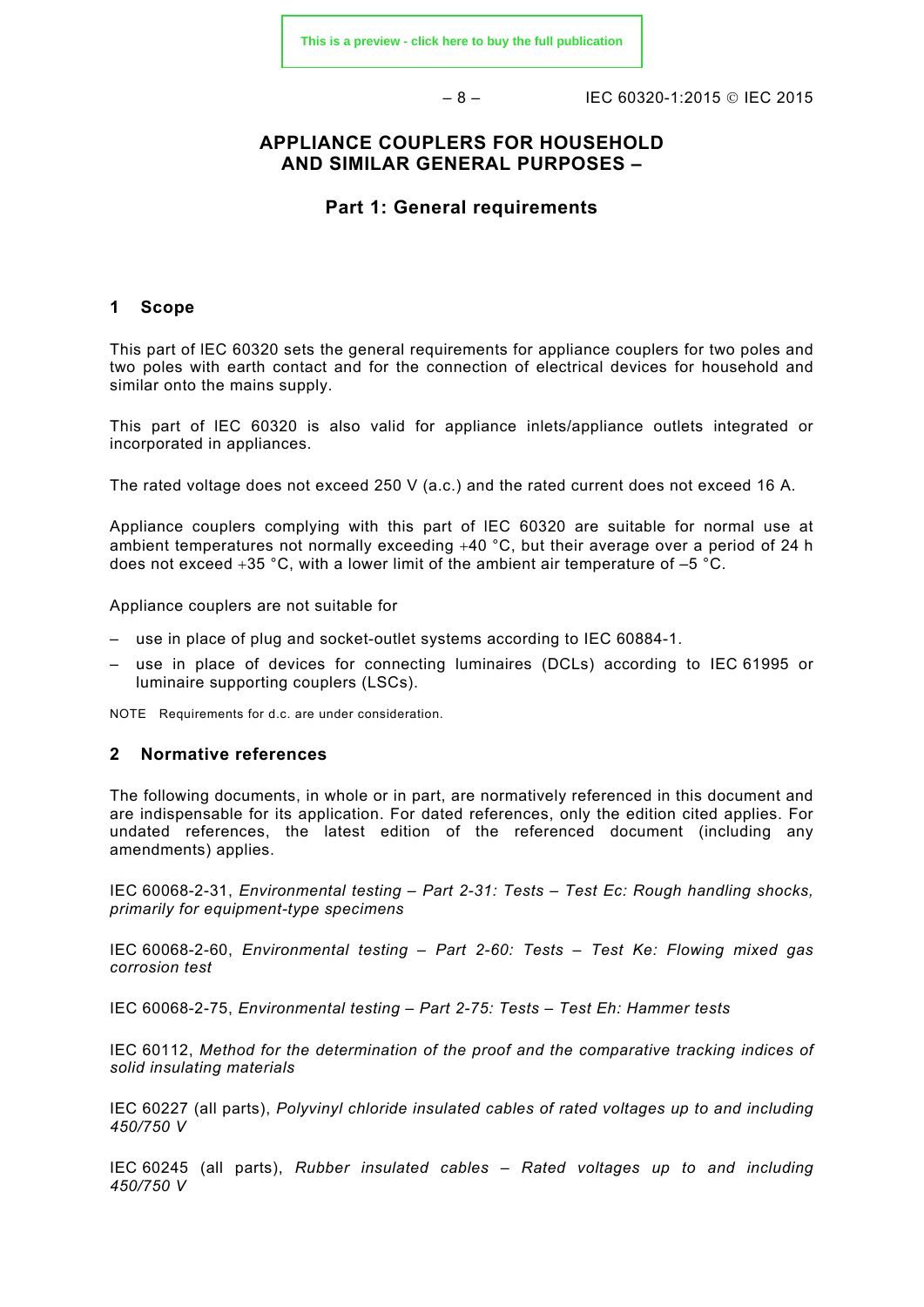# APPLIANCE COUPLERS FOR HOUSEHOLD AND SIMILAR GENERAL PURPOSES –

## Part 1: General requirements

## 1 Scope

This part of IEC 60320 sets the general requirements for appliance couplers for two poles and two poles with earth contact and for the connection of electrical devices for household and similar onto the mains supply.

This part of IEC 60320 is also valid for appliance inlets/appliance outlets integrated or incorporated in appliances.

The rated voltage does not exceed 250 V (a.c.) and the rated current does not exceed 16 A.

Appliance couplers complying with this part of IEC 60320 are suitable for normal use at ambient temperatures not normally exceeding +40 °C, but their average over a period of 24 h does not exceed +35 °C, with a lower limit of the ambient air temperature of –5 °C.

Appliance couplers are not suitable for

- use in place of plug and socket-outlet systems according to IEC 60884-1.
- use in place of devices for connecting luminaires (DCLs) according to IEC 61995 or luminaire supporting couplers (LSCs).

NOTE Requirements for d.c. are under consideration.

## 2 Normative references

The following documents, in whole or in part, are normatively referenced in this document and are indispensable for its application. For dated references, only the edition cited applies. For undated references, the latest edition of the referenced document (including any amendments) applies.

IEC 60068-2-31, *Environmental testing – Part 2-31: Tests – Test Ec: Rough handling shocks, primarily for equipment-type specimens*

IEC 60068-2-60, *Environmental testing – Part 2-60: Tests – Test Ke: Flowing mixed gas corrosion test*

IEC 60068-2-75, *Environmental testing – Part 2-75: Tests – Test Eh: Hammer tests*

IEC 60112, *Method for the determination of the proof and the comparative tracking indices of solid insulating materials*

IEC 60227 (all parts), *Polyvinyl chloride insulated cables of rated voltages up to and including 450/750 V*

IEC 60245 (all parts), *Rubber insulated cables – Rated voltages up to and including 450/750 V*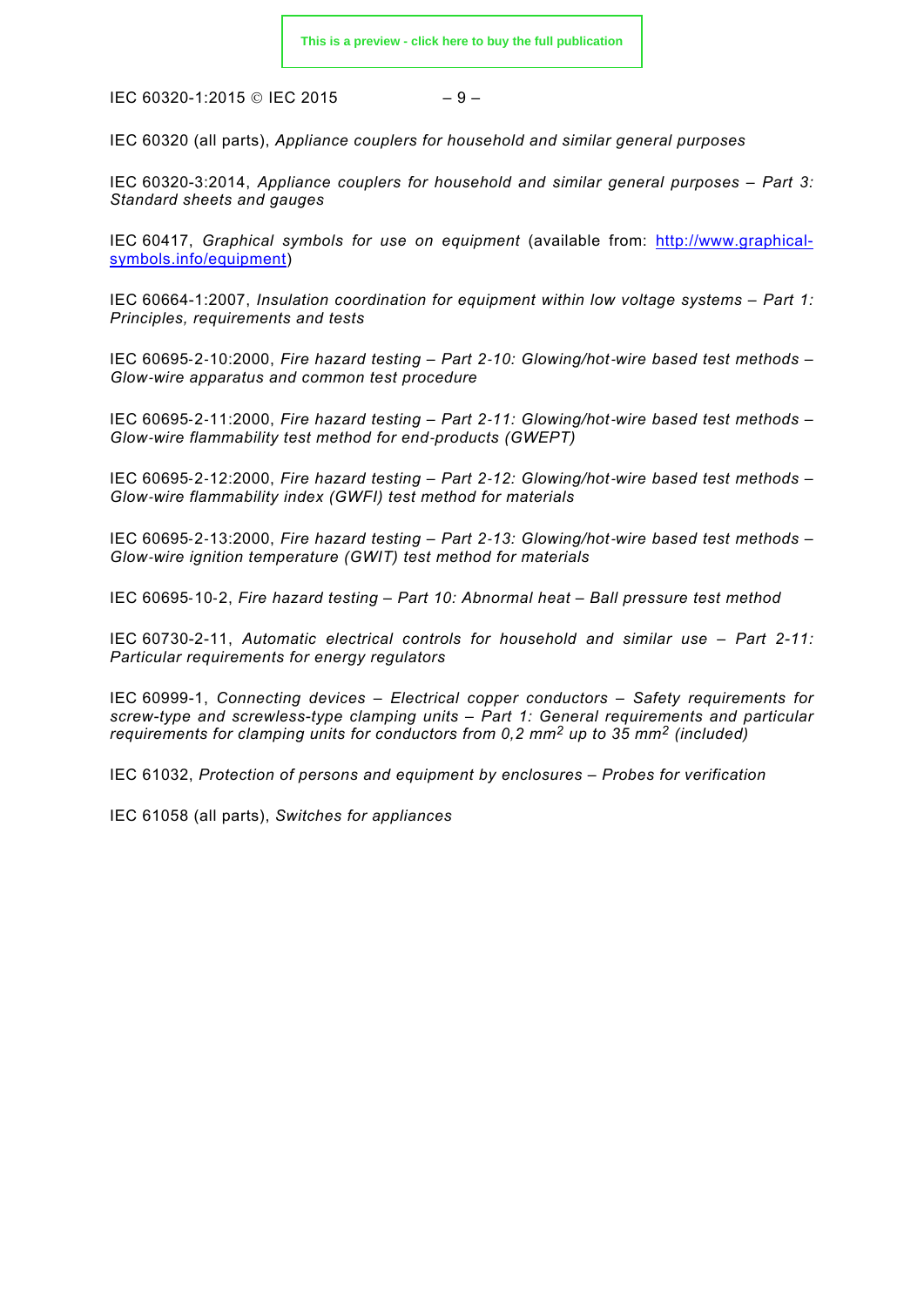IEC 60320 (all parts), *Appliance couplers for household and similar general purposes*

IEC 60320-3:2014, *Appliance couplers for household and similar general purposes – Part 3: Standard sheets and gauges*

IEC 60417, *Graphical symbols for use on equipment* (available from: http://www.graphical-symbols.info/equipment)

IEC 60664-1:2007, *Insulation coordination for equipment within low voltage systems – Part 1: Principles, requirements and tests*

IEC 60695-2-10:2000, *Fire hazard testing – Part 2-10: Glowing/hot-wire based test methods – Glow-wire apparatus and common test procedure*

IEC 60695-2-11:2000, *Fire hazard testing – Part 2-11: Glowing/hot-wire based test methods – Glow-wire flammability test method for end-products (GWEPT)*

IEC 60695-2-12:2000, *Fire hazard testing – Part 2-12: Glowing/hot-wire based test methods – Glow-wire flammability index (GWFI) test method for materials*

IEC 60695-2-13:2000, *Fire hazard testing – Part 2-13: Glowing/hot-wire based test methods – Glow-wire ignition temperature (GWIT) test method for materials*

IEC 60695-10-2, *Fire hazard testing – Part 10: Abnormal heat – Ball pressure test method*

IEC 60730-2-11, *Automatic electrical controls for household and similar use – Part 2-11: Particular requirements for energy regulators*

IEC 60999-1, *Connecting devices – Electrical copper conductors – Safety requirements for screw-type and screwless-type clamping units – Part 1: General requirements and particular requirements for clamping units for conductors from 0,2 mm$^2$ up to 35 mm$^2$ (included)*

IEC 61032, *Protection of persons and equipment by enclosures – Probes for verification*

IEC 61058 (all parts), *Switches for appliances*